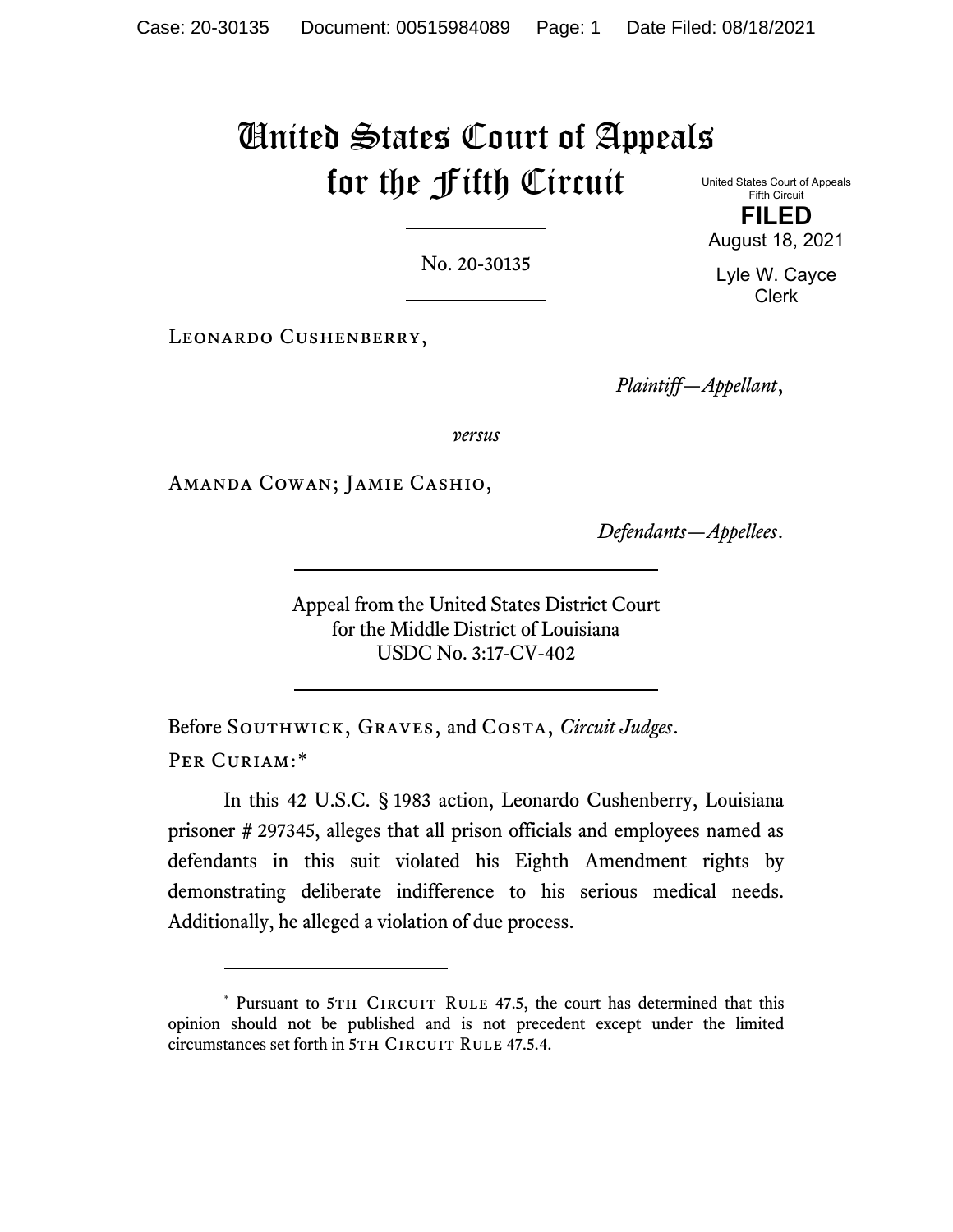# United States Court of Appeals for the Fifth Circuit

United States Court of Appeals
Fifth Circuit

**FILED**

August 18, 2021

Lyle W. Cayce
Clerk

No. 20-30135

Leonardo Cushenberry,

*Plaintiff—Appellant*,

*versus*

Amanda Cowan; Jamie Cashio,

*Defendants—Appellees*.

Appeal from the United States District Court
for the Middle District of Louisiana
USDC No. 3:17-CV-402

Before Southwick, Graves, and Costa, *Circuit Judges*.

Per Curiam:*

In this 42 U.S.C. § 1983 action, Leonardo Cushenberry, Louisiana prisoner # 297345, alleges that all prison officials and employees named as defendants in this suit violated his Eighth Amendment rights by demonstrating deliberate indifference to his serious medical needs. Additionally, he alleged a violation of due process.

---

\* Pursuant to 5th Circuit Rule 47.5, the court has determined that this opinion should not be published and is not precedent except under the limited circumstances set forth in 5th Circuit Rule 47.5.4.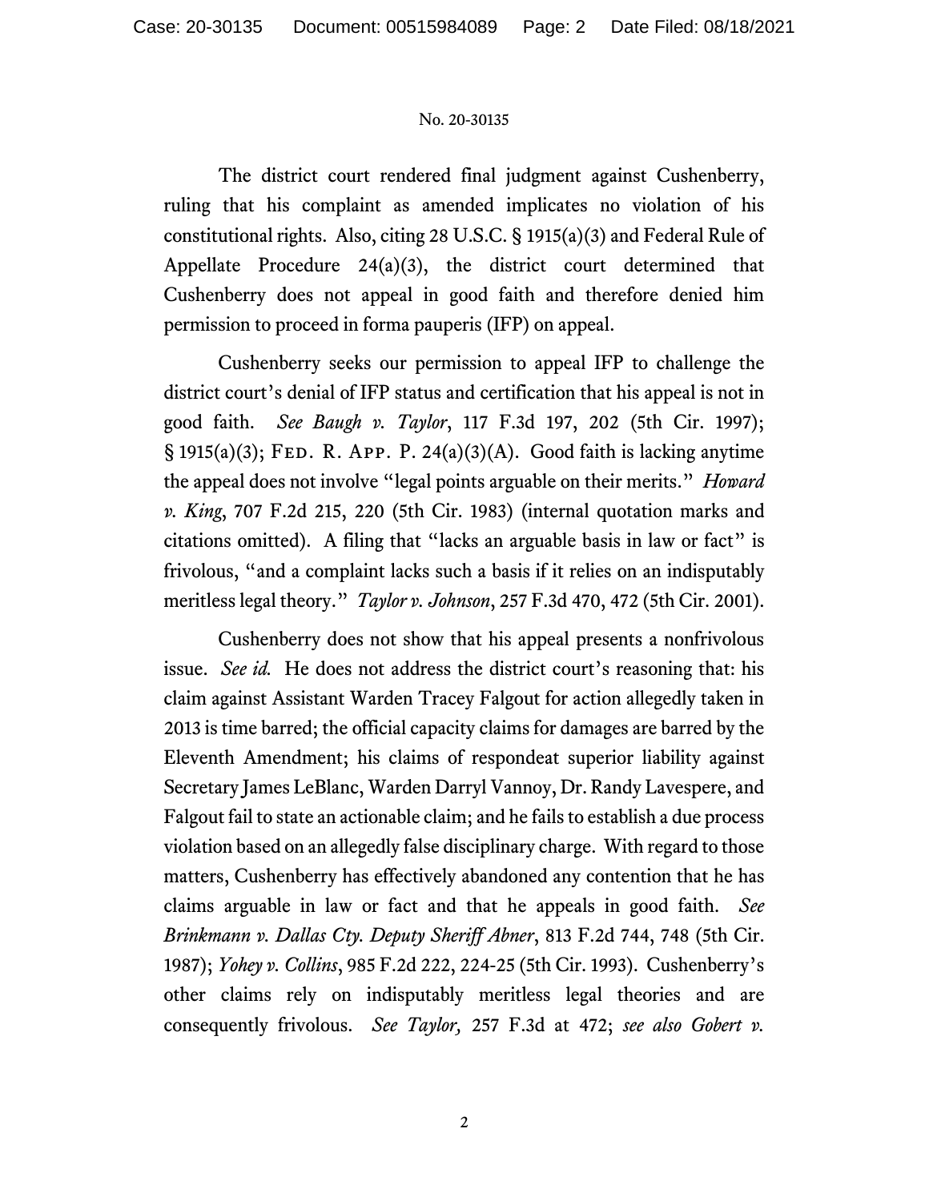The district court rendered final judgment against Cushenberry, ruling that his complaint as amended implicates no violation of his constitutional rights. Also, citing 28 U.S.C. § 1915(a)(3) and Federal Rule of Appellate Procedure 24(a)(3), the district court determined that Cushenberry does not appeal in good faith and therefore denied him permission to proceed in forma pauperis (IFP) on appeal.

Cushenberry seeks our permission to appeal IFP to challenge the district court's denial of IFP status and certification that his appeal is not in good faith. *See Baugh v. Taylor*, 117 F.3d 197, 202 (5th Cir. 1997); § 1915(a)(3); FED. R. APP. P. 24(a)(3)(A). Good faith is lacking anytime the appeal does not involve "legal points arguable on their merits." *Howard v. King*, 707 F.2d 215, 220 (5th Cir. 1983) (internal quotation marks and citations omitted). A filing that "lacks an arguable basis in law or fact" is frivolous, "and a complaint lacks such a basis if it relies on an indisputably meritless legal theory." *Taylor v. Johnson*, 257 F.3d 470, 472 (5th Cir. 2001).

Cushenberry does not show that his appeal presents a nonfrivolous issue. *See id.* He does not address the district court's reasoning that: his claim against Assistant Warden Tracey Falgout for action allegedly taken in 2013 is time barred; the official capacity claims for damages are barred by the Eleventh Amendment; his claims of respondeat superior liability against Secretary James LeBlanc, Warden Darryl Vannoy, Dr. Randy Lavespere, and Falgout fail to state an actionable claim; and he fails to establish a due process violation based on an allegedly false disciplinary charge. With regard to those matters, Cushenberry has effectively abandoned any contention that he has claims arguable in law or fact and that he appeals in good faith. *See Brinkmann v. Dallas Cty. Deputy Sheriff Abner*, 813 F.2d 744, 748 (5th Cir. 1987); *Yohey v. Collins*, 985 F.2d 222, 224-25 (5th Cir. 1993). Cushenberry's other claims rely on indisputably meritless legal theories and are consequently frivolous. *See Taylor,* 257 F.3d at 472; *see also Gobert v.*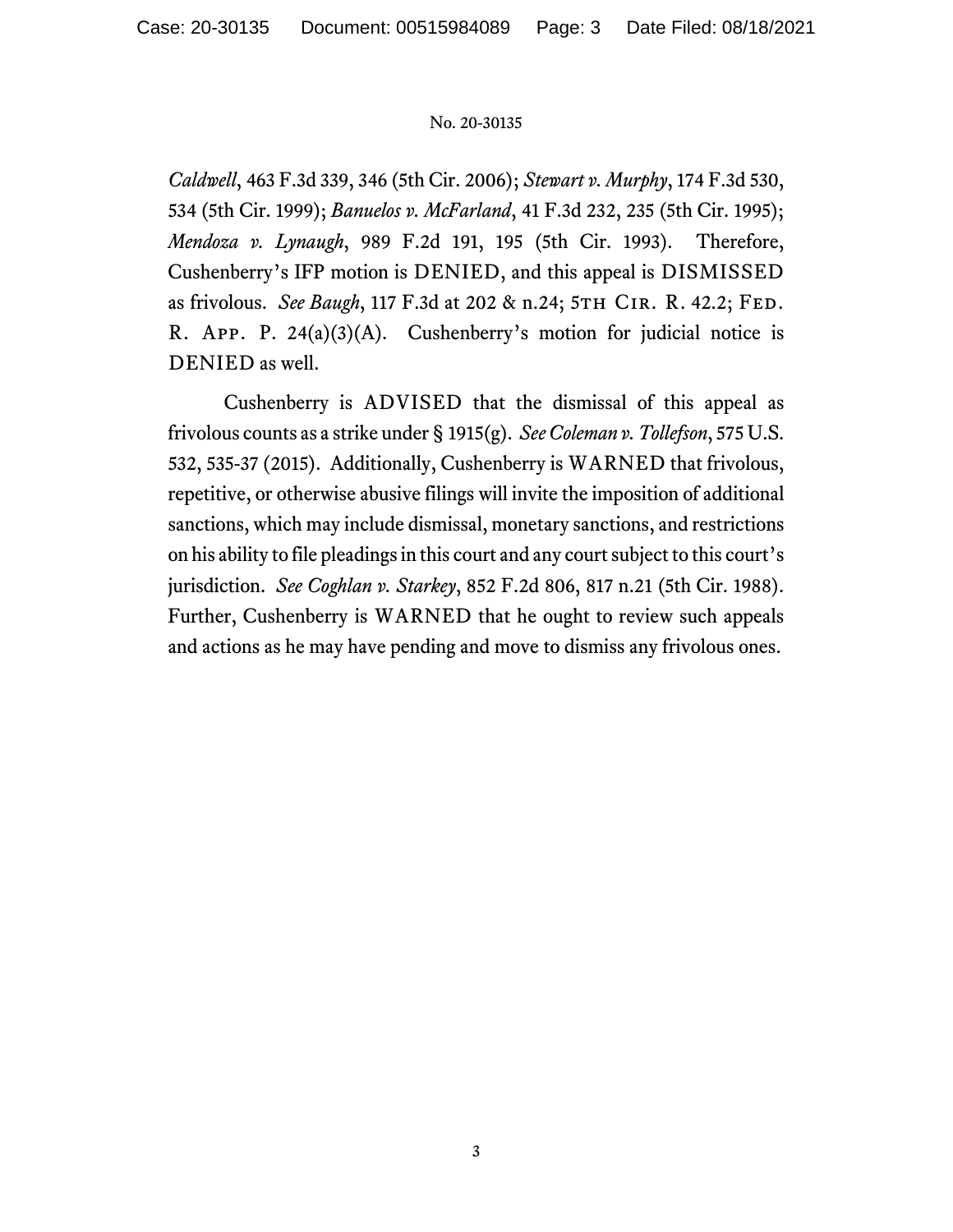*Caldwell*, 463 F.3d 339, 346 (5th Cir. 2006); *Stewart v. Murphy*, 174 F.3d 530, 534 (5th Cir. 1999); *Banuelos v. McFarland*, 41 F.3d 232, 235 (5th Cir. 1995); *Mendoza v. Lynaugh*, 989 F.2d 191, 195 (5th Cir. 1993). Therefore, Cushenberry's IFP motion is DENIED, and this appeal is DISMISSED as frivolous. *See Baugh*, 117 F.3d at 202 & n.24; 5TH CIR. R. 42.2; FED. R. APP. P. 24(a)(3)(A). Cushenberry's motion for judicial notice is DENIED as well.

Cushenberry is ADVISED that the dismissal of this appeal as frivolous counts as a strike under § 1915(g). *See Coleman v. Tollefson*, 575 U.S. 532, 535-37 (2015). Additionally, Cushenberry is WARNED that frivolous, repetitive, or otherwise abusive filings will invite the imposition of additional sanctions, which may include dismissal, monetary sanctions, and restrictions on his ability to file pleadings in this court and any court subject to this court's jurisdiction. *See Coghlan v. Starkey*, 852 F.2d 806, 817 n.21 (5th Cir. 1988). Further, Cushenberry is WARNED that he ought to review such appeals and actions as he may have pending and move to dismiss any frivolous ones.